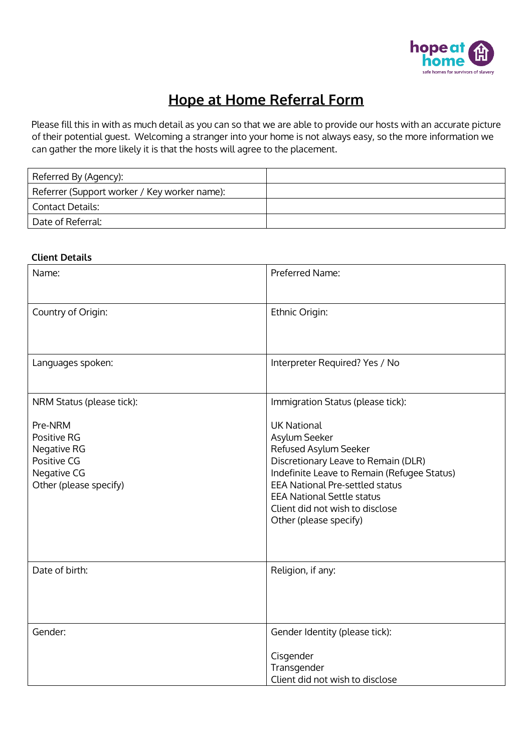# Hope at Home Referral Form

Please fill this in with as much detail as you can so that we are able to provide our hosts with an accurate picture of their potential guest. Welcoming a stranger into your home is not always easy, so the more information we can gather the more likely it is that the hosts will agree to the placement.

| | |
|---|---|
| Referred By (Agency): | |
| Referrer (Support worker / Key worker name): | |
| Contact Details: | |
| Date of Referral: | |

**Client Details**

| | |
|---|---|
| Name: | Preferred Name: |
| Country of Origin: | Ethnic Origin: |
| Languages spoken: | Interpreter Required? Yes / No |
| NRM Status (please tick):<br><br>Pre-NRM<br>Positive RG<br>Negative RG<br>Positive CG<br>Negative CG<br>Other (please specify) | Immigration Status (please tick):<br><br>UK National<br>Asylum Seeker<br>Refused Asylum Seeker<br>Discretionary Leave to Remain (DLR)<br>Indefinite Leave to Remain (Refugee Status)<br>EEA National Pre-settled status<br>EEA National Settle status<br>Client did not wish to disclose<br>Other (please specify) |
| Date of birth: | Religion, if any: |
| Gender: | Gender Identity (please tick):<br><br>Cisgender<br>Transgender<br>Client did not wish to disclose |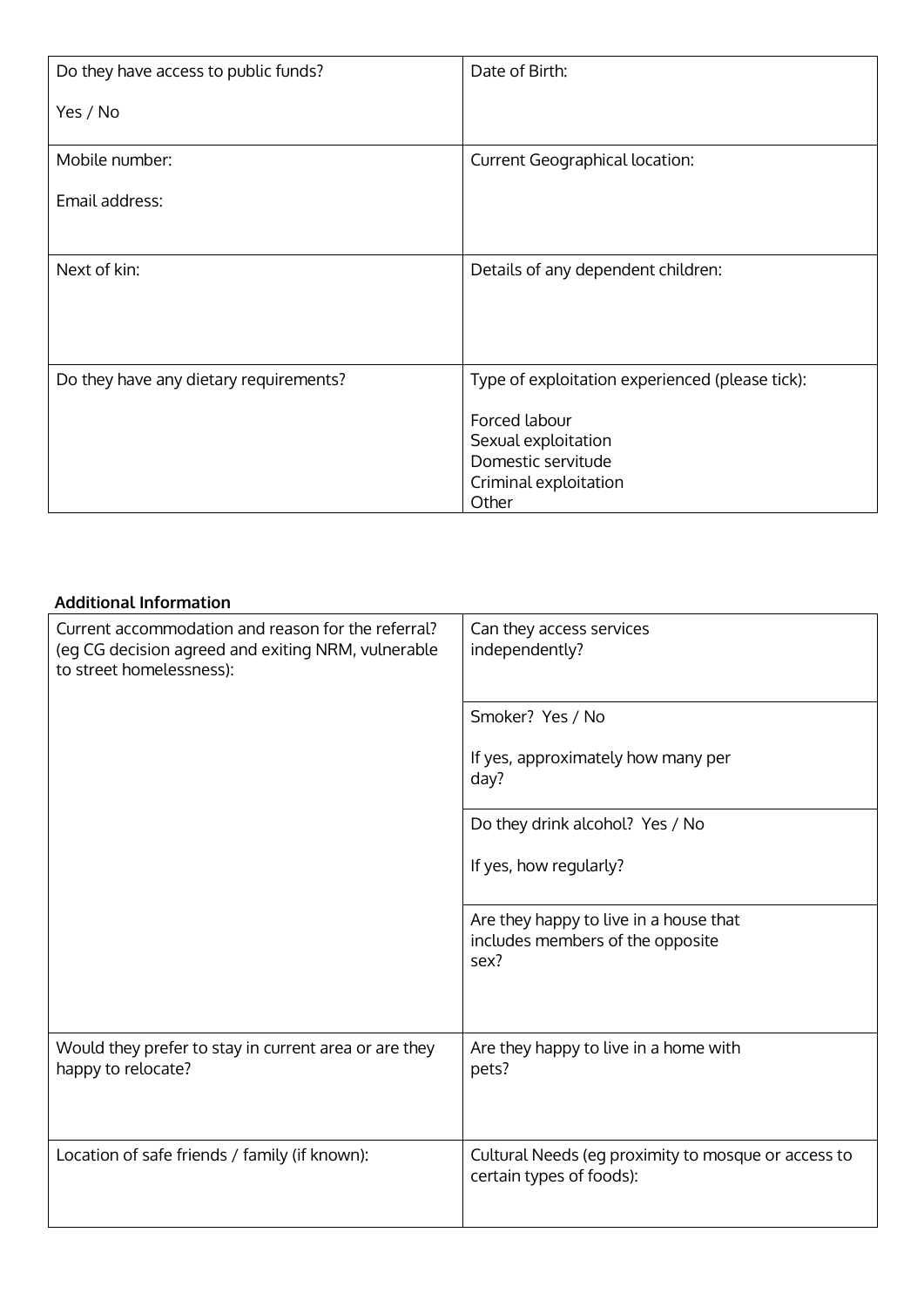| Do they have access to public funds?<br><br>Yes / No | Date of Birth: |
|---|---|
| Mobile number:<br><br>Email address: | Current Geographical location: |
| Next of kin: | Details of any dependent children: |
| Do they have any dietary requirements? | Type of exploitation experienced (please tick):<br><br>Forced labour<br>Sexual exploitation<br>Domestic servitude<br>Criminal exploitation<br>Other |

**Additional Information**

| Current accommodation and reason for the referral? (eg CG decision agreed and exiting NRM, vulnerable to street homelessness): | Can they access services independently? |
|---|---|
| | Smoker? Yes / No<br><br>If yes, approximately how many per day? |
| | Do they drink alcohol? Yes / No<br><br>If yes, how regularly? |
| | Are they happy to live in a house that includes members of the opposite sex? |
| Would they prefer to stay in current area or are they happy to relocate? | Are they happy to live in a home with pets? |
| Location of safe friends / family (if known): | Cultural Needs (eg proximity to mosque or access to certain types of foods): |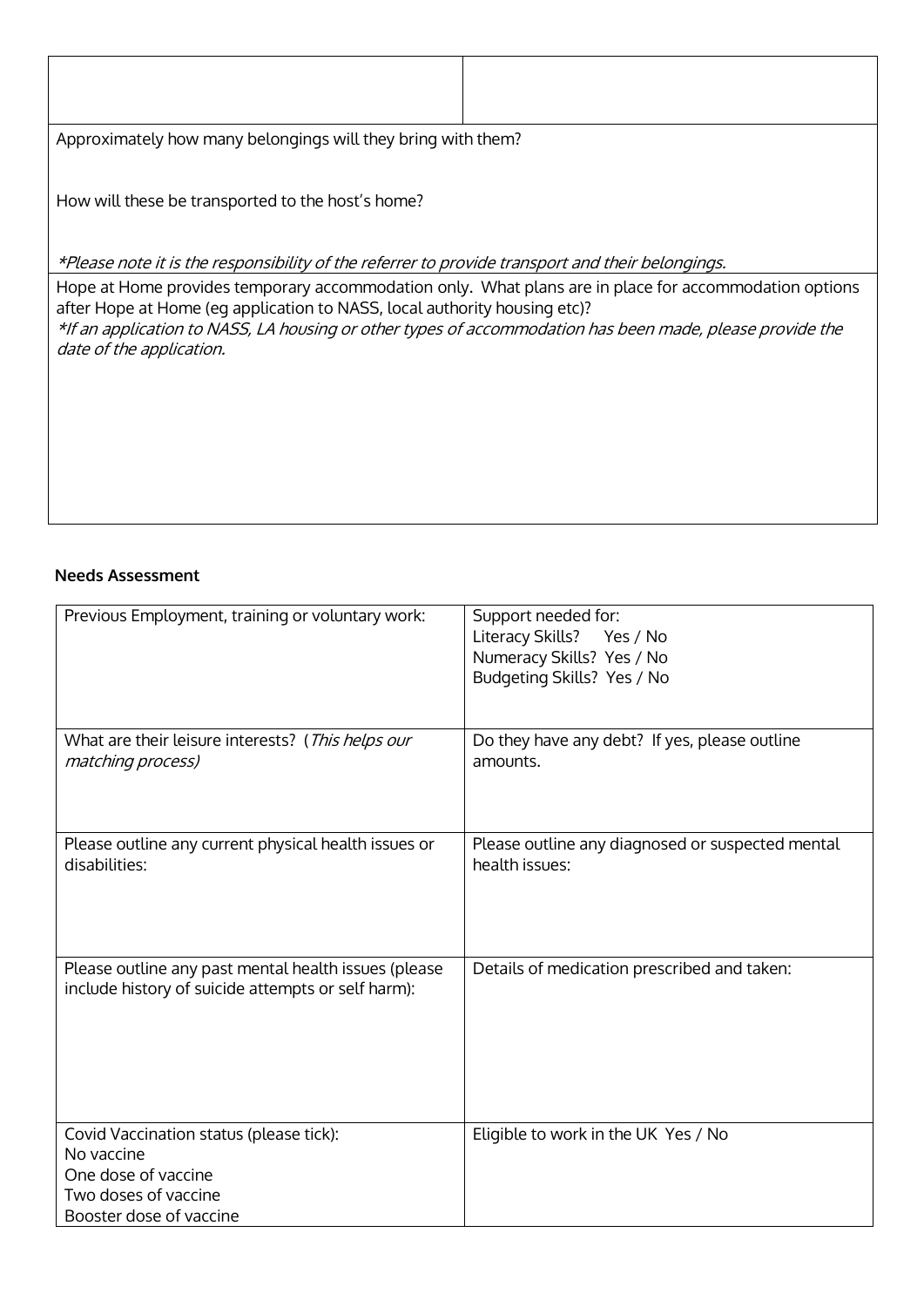| | |
|---|---|
| | |

Approximately how many belongings will they bring with them?

How will these be transported to the host's home?

*\*Please note it is the responsibility of the referrer to provide transport and their belongings.*

Hope at Home provides temporary accommodation only. What plans are in place for accommodation options after Hope at Home (eg application to NASS, local authority housing etc)?

*\*If an application to NASS, LA housing or other types of accommodation has been made, please provide the date of the application.*

**Needs Assessment**

| | |
|---|---|
| Previous Employment, training or voluntary work: | Support needed for:<br>Literacy Skills? Yes / No<br>Numeracy Skills? Yes / No<br>Budgeting Skills? Yes / No |
| What are their leisure interests? (*This helps our matching process*) | Do they have any debt? If yes, please outline amounts. |
| Please outline any current physical health issues or disabilities: | Please outline any diagnosed or suspected mental health issues: |
| Please outline any past mental health issues (please include history of suicide attempts or self harm): | Details of medication prescribed and taken: |
| Covid Vaccination status (please tick):<br>No vaccine<br>One dose of vaccine<br>Two doses of vaccine<br>Booster dose of vaccine | Eligible to work in the UK Yes / No |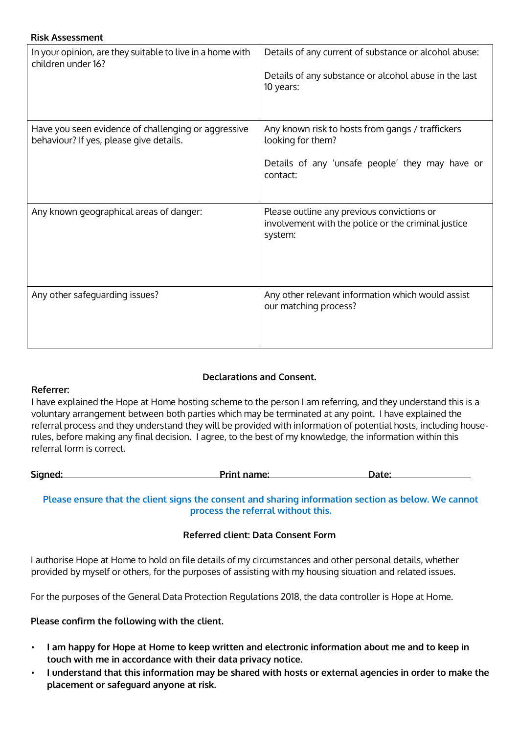**Risk Assessment**

| In your opinion, are they suitable to live in a home with children under 16? | Details of any current of substance or alcohol abuse:<br><br>Details of any substance or alcohol abuse in the last 10 years: |
|---|---|
| Have you seen evidence of challenging or aggressive behaviour? If yes, please give details. | Any known risk to hosts from gangs / traffickers looking for them?<br><br>Details of any 'unsafe people' they may have or contact: |
| Any known geographical areas of danger: | Please outline any previous convictions or involvement with the police or the criminal justice system: |
| Any other safeguarding issues? | Any other relevant information which would assist our matching process? |

**Declarations and Consent.**

**Referrer:**

I have explained the Hope at Home hosting scheme to the person I am referring, and they understand this is a voluntary arrangement between both parties which may be terminated at any point. I have explained the referral process and they understand they will be provided with information of potential hosts, including house-rules, before making any final decision. I agree, to the best of my knowledge, the information within this referral form is correct.

**Signed:** ______________________ **Print name:** ______________________ **Date:** ______________________

**Please ensure that the client signs the consent and sharing information section as below. We cannot process the referral without this.**

**Referred client: Data Consent Form**

I authorise Hope at Home to hold on file details of my circumstances and other personal details, whether provided by myself or others, for the purposes of assisting with my housing situation and related issues.

For the purposes of the General Data Protection Regulations 2018, the data controller is Hope at Home.

**Please confirm the following with the client.**

- **I am happy for Hope at Home to keep written and electronic information about me and to keep in touch with me in accordance with their data privacy notice.**
- **I understand that this information may be shared with hosts or external agencies in order to make the placement or safeguard anyone at risk.**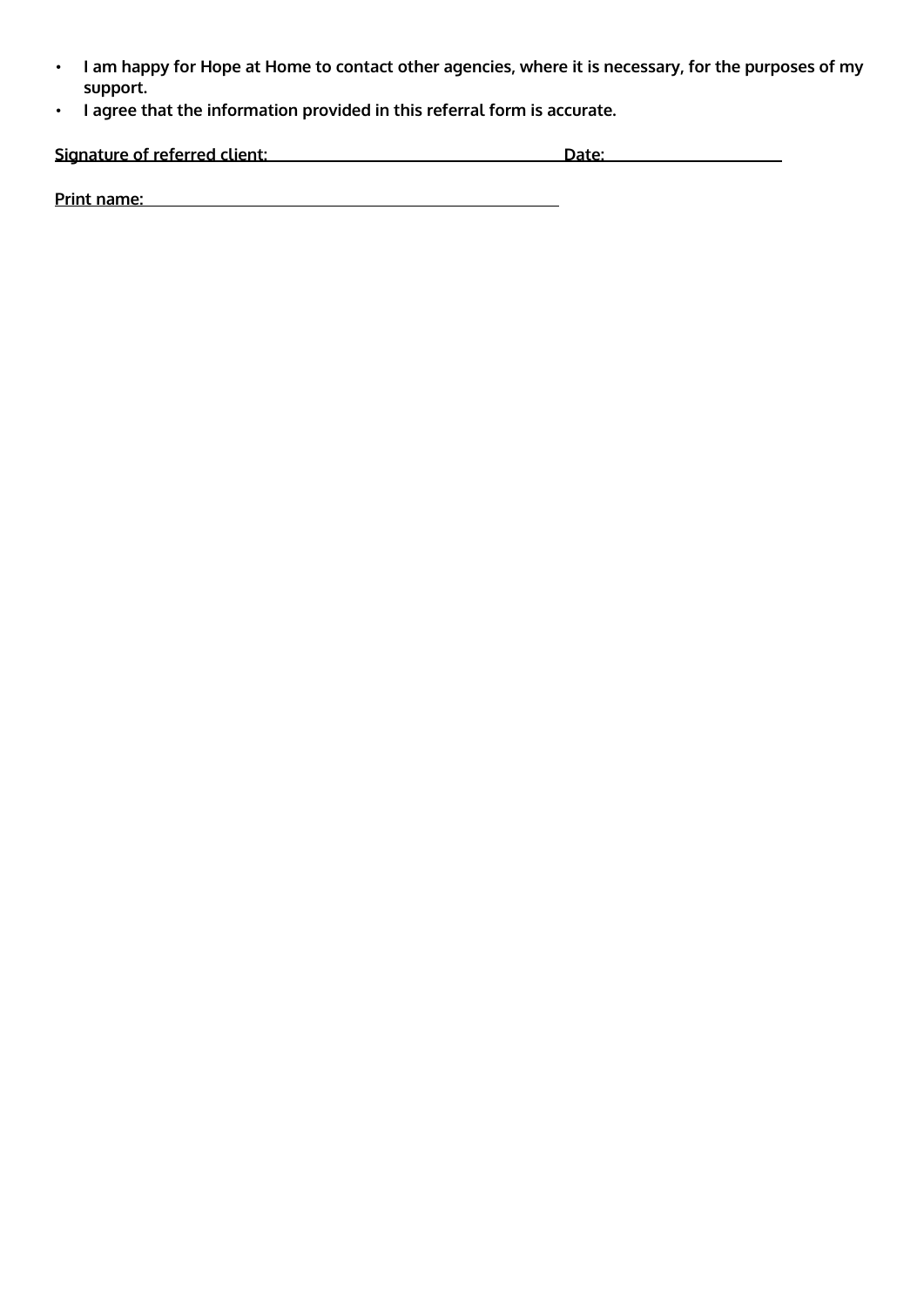- **I am happy for Hope at Home to contact other agencies, where it is necessary, for the purposes of my support.**
- **I agree that the information provided in this referral form is accurate.**

**Signature of referred client:** ______________________________ **Date:** ________________

**Print name:** ________________________________________